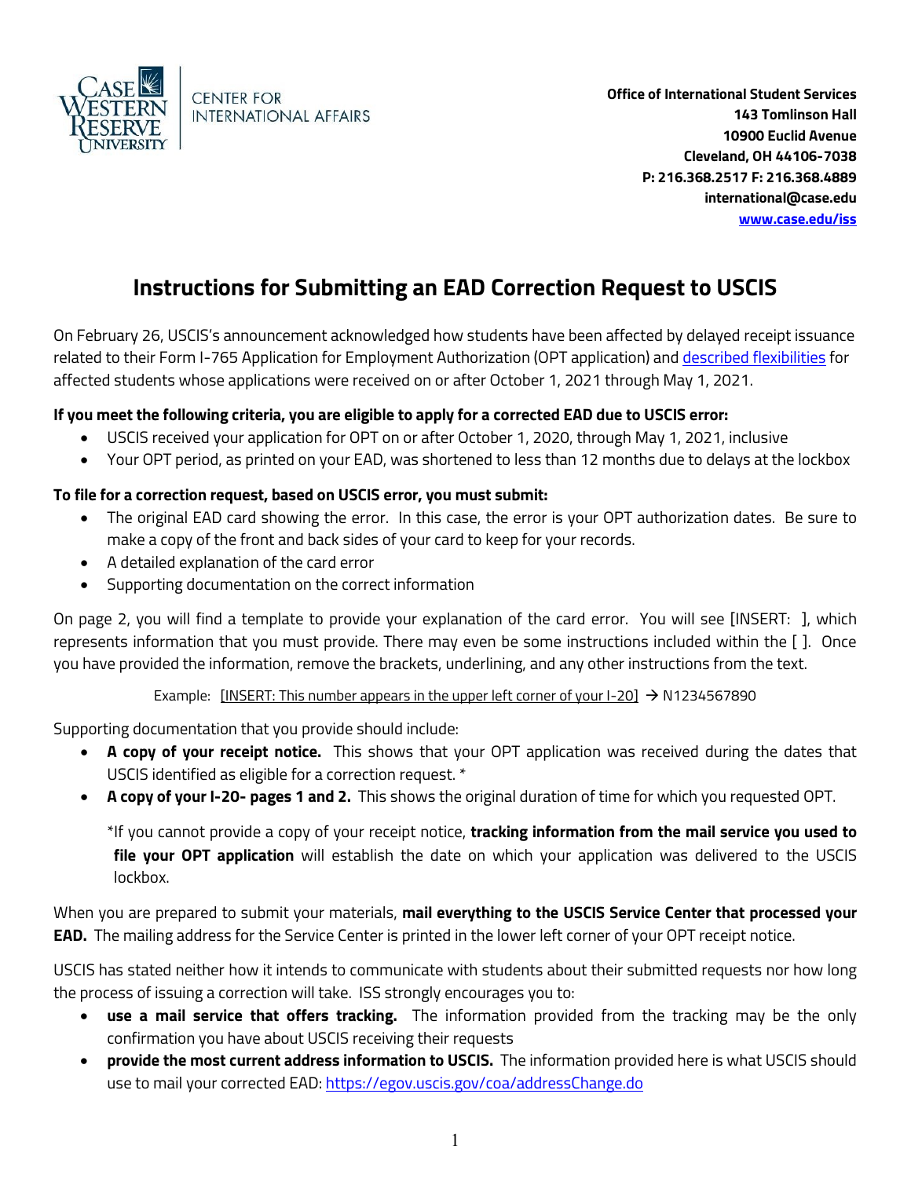Case Western Reserve University | Center for International Affairs

**Office of International Student Services**
**143 Tomlinson Hall**
**10900 Euclid Avenue**
**Cleveland, OH 44106-7038**
**P: 216.368.2517 F: 216.368.4889**
**international@case.edu**
**www.case.edu/iss**

# Instructions for Submitting an EAD Correction Request to USCIS

On February 26, USCIS's announcement acknowledged how students have been affected by delayed receipt issuance related to their Form I-765 Application for Employment Authorization (OPT application) and described flexibilities for affected students whose applications were received on or after October 1, 2021 through May 1, 2021.

**If you meet the following criteria, you are eligible to apply for a corrected EAD due to USCIS error:**

- USCIS received your application for OPT on or after October 1, 2020, through May 1, 2021, inclusive
- Your OPT period, as printed on your EAD, was shortened to less than 12 months due to delays at the lockbox

**To file for a correction request, based on USCIS error, you must submit:**

- The original EAD card showing the error. In this case, the error is your OPT authorization dates. Be sure to make a copy of the front and back sides of your card to keep for your records.
- A detailed explanation of the card error
- Supporting documentation on the correct information

On page 2, you will find a template to provide your explanation of the card error. You will see [INSERT: ], which represents information that you must provide. There may even be some instructions included within the [ ]. Once you have provided the information, remove the brackets, underlining, and any other instructions from the text.

Example: [INSERT: This number appears in the upper left corner of your I-20] → N1234567890

Supporting documentation that you provide should include:

- **A copy of your receipt notice.** This shows that your OPT application was received during the dates that USCIS identified as eligible for a correction request. *
- **A copy of your I-20- pages 1 and 2.** This shows the original duration of time for which you requested OPT.

*If you cannot provide a copy of your receipt notice, **tracking information from the mail service you used to file your OPT application** will establish the date on which your application was delivered to the USCIS lockbox.

When you are prepared to submit your materials, **mail everything to the USCIS Service Center that processed your EAD.** The mailing address for the Service Center is printed in the lower left corner of your OPT receipt notice.

USCIS has stated neither how it intends to communicate with students about their submitted requests nor how long the process of issuing a correction will take. ISS strongly encourages you to:

- **use a mail service that offers tracking.** The information provided from the tracking may be the only confirmation you have about USCIS receiving their requests
- **provide the most current address information to USCIS.** The information provided here is what USCIS should use to mail your corrected EAD: https://egov.uscis.gov/coa/addressChange.do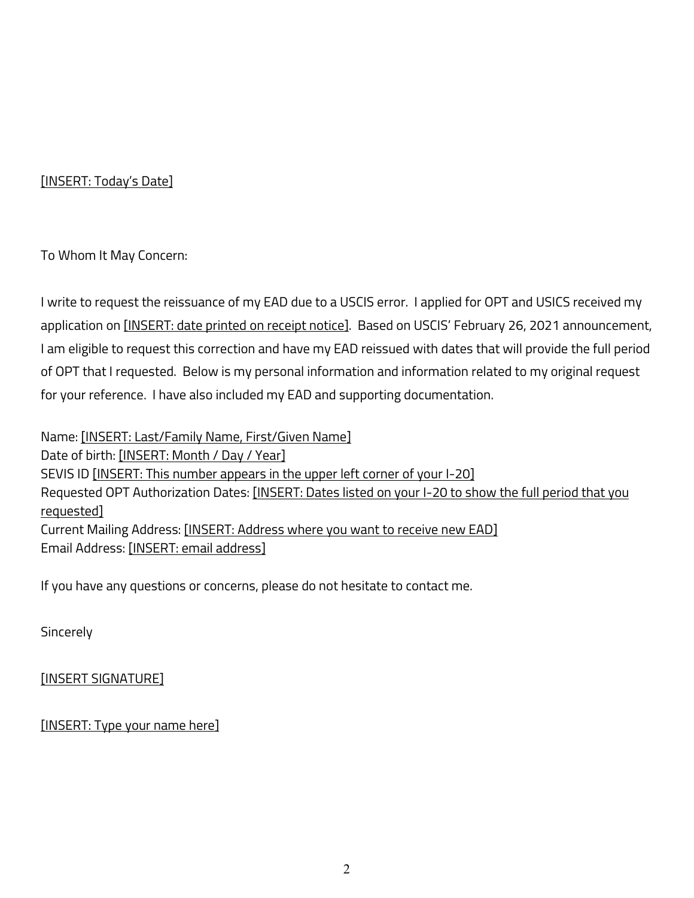[INSERT: Today's Date]

To Whom It May Concern:

I write to request the reissuance of my EAD due to a USCIS error. I applied for OPT and USICS received my application on [INSERT: date printed on receipt notice]. Based on USCIS' February 26, 2021 announcement, I am eligible to request this correction and have my EAD reissued with dates that will provide the full period of OPT that I requested. Below is my personal information and information related to my original request for your reference. I have also included my EAD and supporting documentation.

Name: [INSERT: Last/Family Name, First/Given Name]
Date of birth: [INSERT: Month / Day / Year]
SEVIS ID [INSERT: This number appears in the upper left corner of your I-20]
Requested OPT Authorization Dates: [INSERT: Dates listed on your I-20 to show the full period that you requested]
Current Mailing Address: [INSERT: Address where you want to receive new EAD]
Email Address: [INSERT: email address]

If you have any questions or concerns, please do not hesitate to contact me.

Sincerely

[INSERT SIGNATURE]

[INSERT: Type your name here]